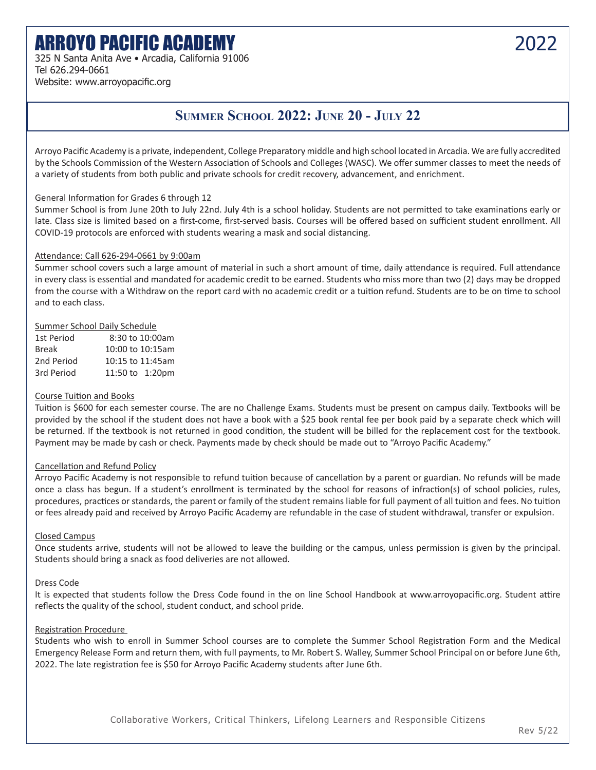# ARROYO PACIFIC ACADEMY

2022

325 N Santa Anita Ave • Arcadia, California 91006
Tel 626.294-0661
Website: www.arroyopacific.org

## Summer School 2022: June 20 - July 22

Arroyo Pacific Academy is a private, independent, College Preparatory middle and high school located in Arcadia. We are fully accredited by the Schools Commission of the Western Association of Schools and Colleges (WASC). We offer summer classes to meet the needs of a variety of students from both public and private schools for credit recovery, advancement, and enrichment.

### General Information for Grades 6 through 12

Summer School is from June 20th to July 22nd. July 4th is a school holiday. Students are not permitted to take examinations early or late. Class size is limited based on a first-come, first-served basis. Courses will be offered based on sufficient student enrollment. All COVID-19 protocols are enforced with students wearing a mask and social distancing.

### Attendance: Call 626-294-0661 by 9:00am

Summer school covers such a large amount of material in such a short amount of time, daily attendance is required. Full attendance in every class is essential and mandated for academic credit to be earned. Students who miss more than two (2) days may be dropped from the course with a Withdraw on the report card with no academic credit or a tuition refund. Students are to be on time to school and to each class.

### Summer School Daily Schedule

| | |
|---|---|
| 1st Period | 8:30 to 10:00am |
| Break | 10:00 to 10:15am |
| 2nd Period | 10:15 to 11:45am |
| 3rd Period | 11:50 to 1:20pm |

### Course Tuition and Books

Tuition is $600 for each semester course. The are no Challenge Exams. Students must be present on campus daily. Textbooks will be provided by the school if the student does not have a book with a $25 book rental fee per book paid by a separate check which will be returned. If the textbook is not returned in good condition, the student will be billed for the replacement cost for the textbook. Payment may be made by cash or check. Payments made by check should be made out to "Arroyo Pacific Academy."

### Cancellation and Refund Policy

Arroyo Pacific Academy is not responsible to refund tuition because of cancellation by a parent or guardian. No refunds will be made once a class has begun. If a student's enrollment is terminated by the school for reasons of infraction(s) of school policies, rules, procedures, practices or standards, the parent or family of the student remains liable for full payment of all tuition and fees. No tuition or fees already paid and received by Arroyo Pacific Academy are refundable in the case of student withdrawal, transfer or expulsion.

### Closed Campus

Once students arrive, students will not be allowed to leave the building or the campus, unless permission is given by the principal. Students should bring a snack as food deliveries are not allowed.

### Dress Code

It is expected that students follow the Dress Code found in the on line School Handbook at www.arroyopacific.org. Student attire reflects the quality of the school, student conduct, and school pride.

### Registration Procedure

Students who wish to enroll in Summer School courses are to complete the Summer School Registration Form and the Medical Emergency Release Form and return them, with full payments, to Mr. Robert S. Walley, Summer School Principal on or before June 6th, 2022. The late registration fee is $50 for Arroyo Pacific Academy students after June 6th.

Collaborative Workers, Critical Thinkers, Lifelong Learners and Responsible Citizens

Rev 5/22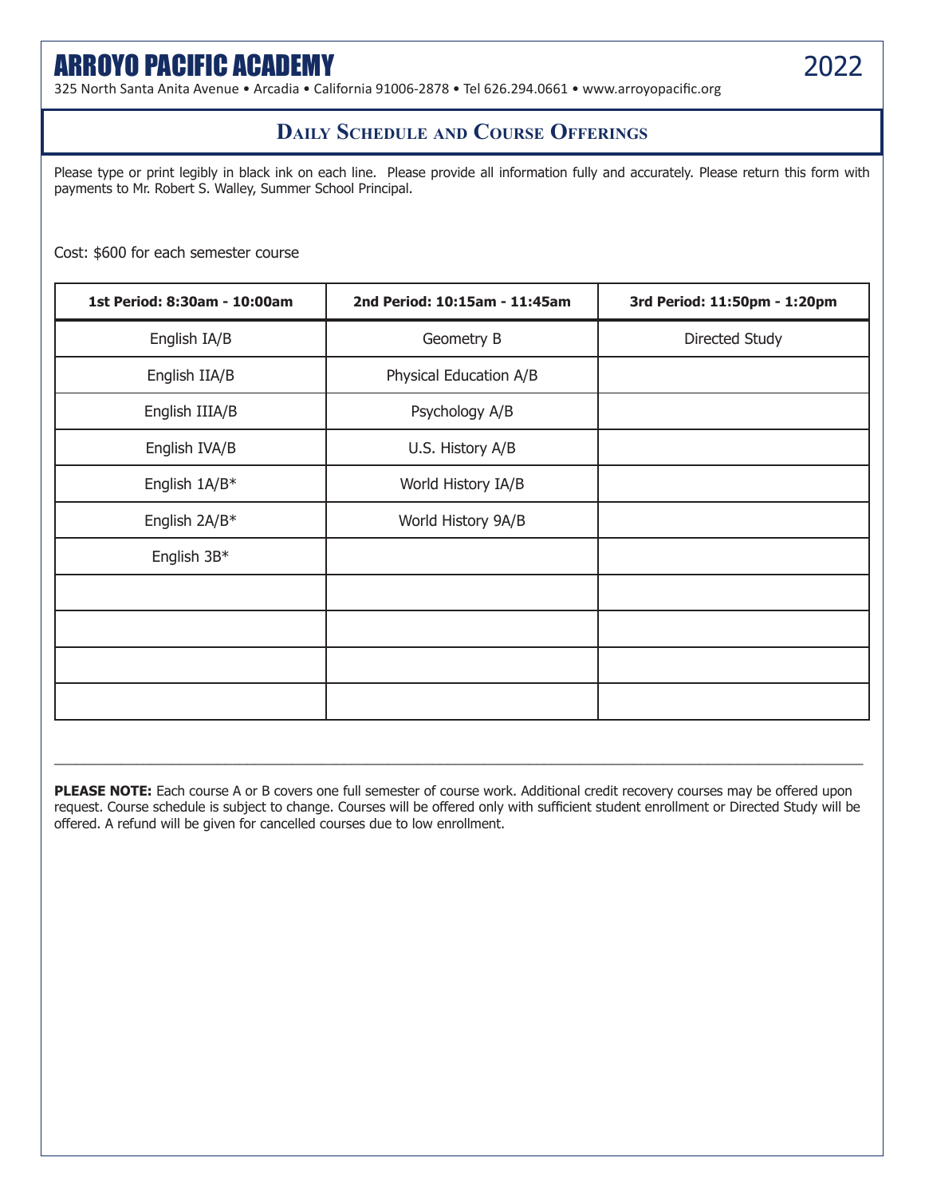# ARROYO PACIFIC ACADEMY

2022

325 North Santa Anita Avenue • Arcadia • California 91006-2878 • Tel 626.294.0661 • www.arroyopacific.org

## Daily Schedule and Course Offerings

Please type or print legibly in black ink on each line. Please provide all information fully and accurately. Please return this form with payments to Mr. Robert S. Walley, Summer School Principal.

Cost: $600 for each semester course

| 1st Period: 8:30am - 10:00am | 2nd Period: 10:15am - 11:45am | 3rd Period: 11:50pm - 1:20pm |
|---|---|---|
| English IA/B | Geometry B | Directed Study |
| English IIA/B | Physical Education A/B | |
| English IIIA/B | Psychology A/B | |
| English IVA/B | U.S. History A/B | |
| English 1A/B* | World History IA/B | |
| English 2A/B* | World History 9A/B | |
| English 3B* | | |
| | | |
| | | |
| | | |
| | | |

---

**PLEASE NOTE:** Each course A or B covers one full semester of course work. Additional credit recovery courses may be offered upon request. Course schedule is subject to change. Courses will be offered only with sufficient student enrollment or Directed Study will be offered. A refund will be given for cancelled courses due to low enrollment.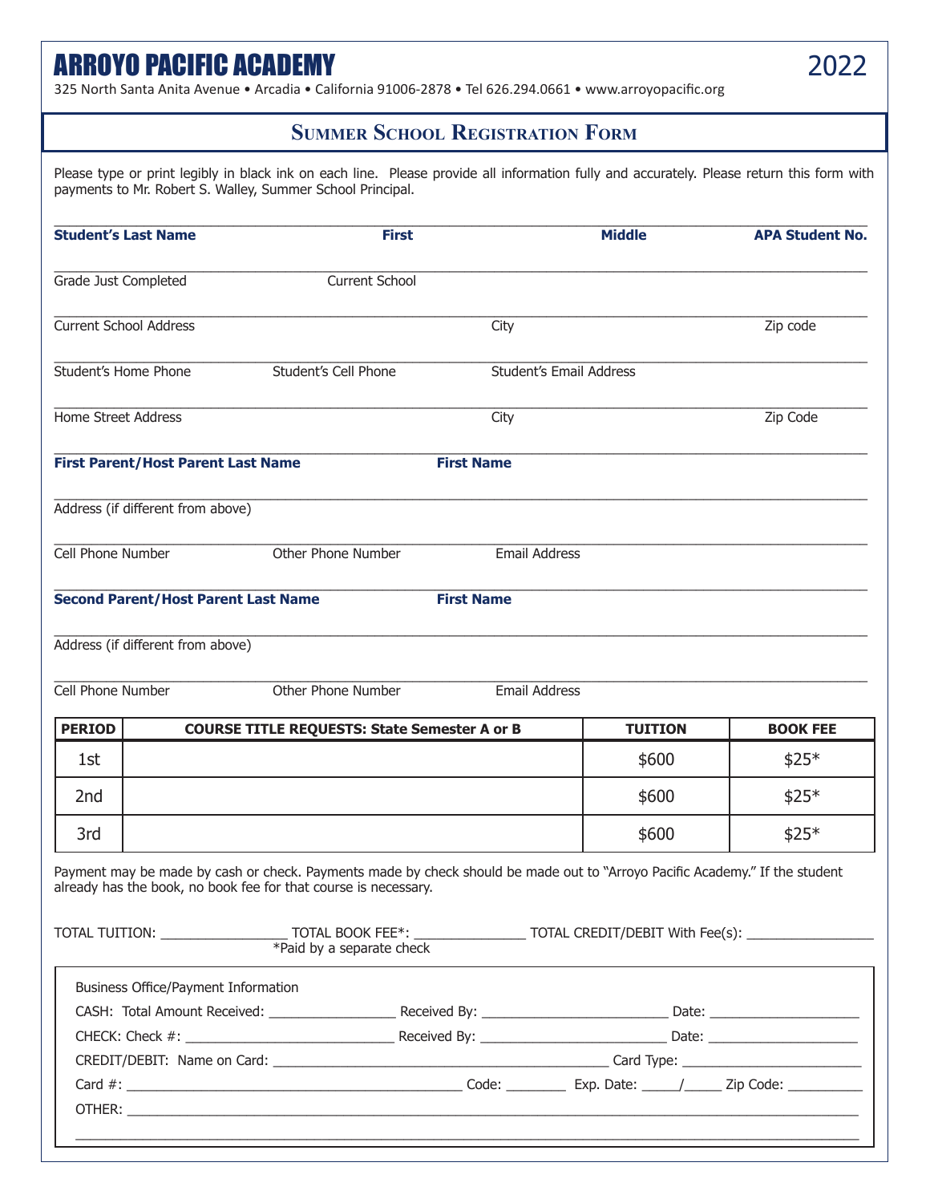# ARROYO PACIFIC ACADEMY

2022

325 North Santa Anita Avenue • Arcadia • California 91006-2878 • Tel 626.294.0661 • www.arroyopacific.org

## Summer School Registration Form

Please type or print legibly in black ink on each line. Please provide all information fully and accurately. Please return this form with payments to Mr. Robert S. Walley, Summer School Principal.

**Student's Last Name** **First** **Middle** **APA Student No.**

Grade Just Completed Current School

Current School Address City Zip code

Student's Home Phone Student's Cell Phone Student's Email Address

Home Street Address City Zip Code

**First Parent/Host Parent Last Name** **First Name**

Address (if different from above)

Cell Phone Number Other Phone Number Email Address

**Second Parent/Host Parent Last Name** **First Name**

Address (if different from above)

Cell Phone Number Other Phone Number Email Address

| PERIOD | COURSE TITLE REQUESTS: State Semester A or B | TUITION | BOOK FEE |
|---|---|---|---|
| 1st | | $600 | $25* |
| 2nd | | $600 | $25* |
| 3rd | | $600 | $25* |

Payment may be made by cash or check. Payments made by check should be made out to "Arroyo Pacific Academy." If the student already has the book, no book fee for that course is necessary.

TOTAL TUITION: ________________ TOTAL BOOK FEE*: ______________ TOTAL CREDIT/DEBIT With Fee(s): ________________

*Paid by a separate check

Business Office/Payment Information

CASH: Total Amount Received: ________________ Received By: ________________________ Date: ____________________

CHECK: Check #: ____________________________ Received By: ________________________ Date: ____________________

CREDIT/DEBIT: Name on Card: ____________________________________________ Card Type: ________________________

Card #: ____________________________________________ Code: ________ Exp. Date: _____/_____ Zip Code: __________

OTHER: ____________________________________________________________________________________________